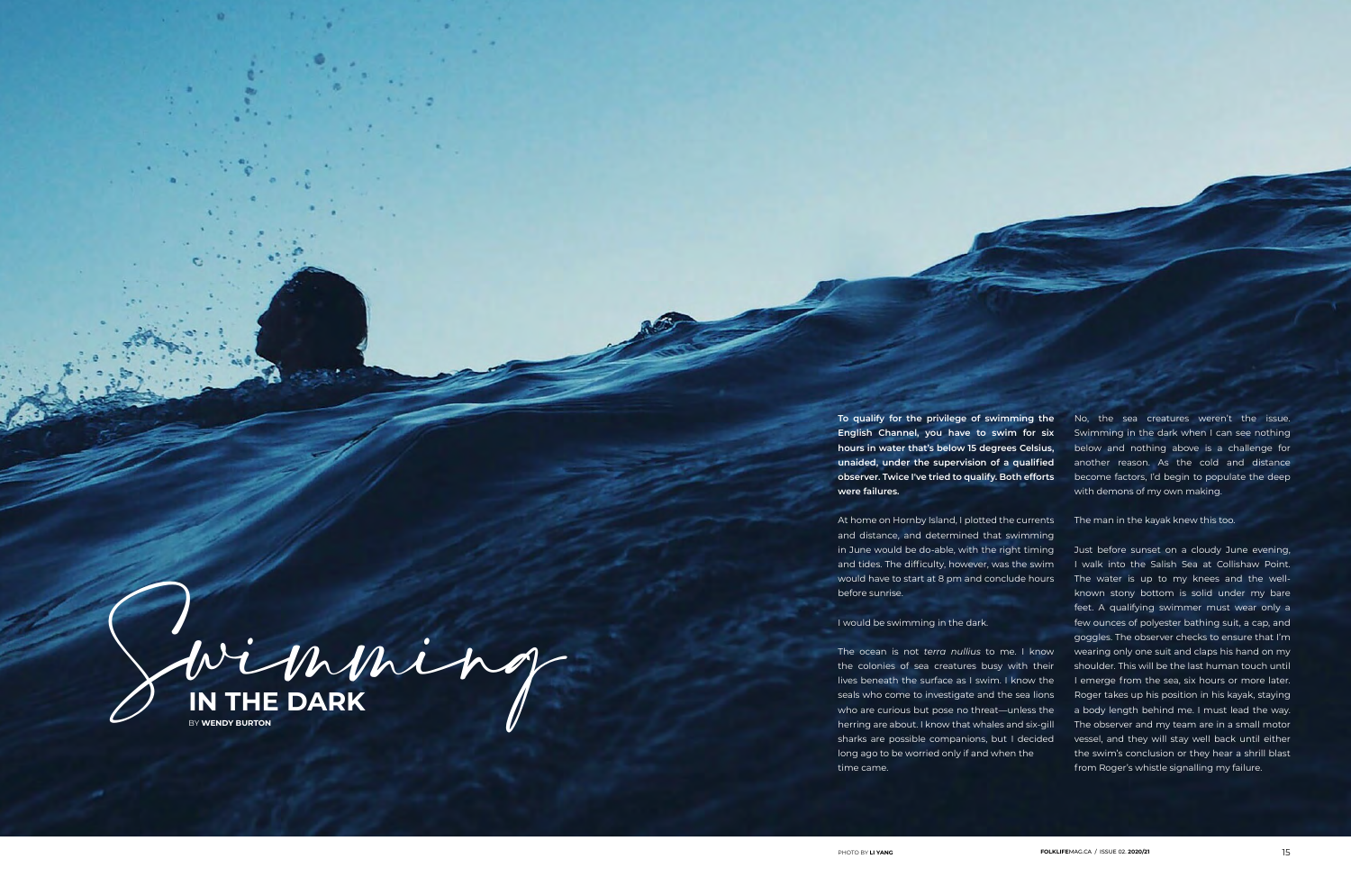# Swimming IN THE DARK

BY **WENDY BURTON**

**To qualify for the privilege of swimming the English Channel, you have to swim for six hours in water that's below 15 degrees Celsius, unaided, under the supervision of a qualified observer. Twice I've tried to qualify. Both efforts were failures.**

At home on Hornby Island, I plotted the currents and distance, and determined that swimming in June would be do-able, with the right timing and tides. The difficulty, however, was the swim would have to start at 8 pm and conclude hours before sunrise.

I would be swimming in the dark.

The ocean is not *terra nullius* to me. I know the colonies of sea creatures busy with their lives beneath the surface as I swim. I know the seals who come to investigate and the sea lions who are curious but pose no threat—unless the herring are about. I know that whales and six-gill sharks are possible companions, but I decided long ago to be worried only if and when the time came.

No, the sea creatures weren't the issue. Swimming in the dark when I can see nothing below and nothing above is a challenge for another reason. As the cold and distance become factors, I'd begin to populate the deep with demons of my own making.

The man in the kayak knew this too.

Just before sunset on a cloudy June evening, I walk into the Salish Sea at Collishaw Point. The water is up to my knees and the well-known stony bottom is solid under my bare feet. A qualifying swimmer must wear only a few ounces of polyester bathing suit, a cap, and goggles. The observer checks to ensure that I'm wearing only one suit and claps his hand on my shoulder. This will be the last human touch until I emerge from the sea, six hours or more later. Roger takes up his position in his kayak, staying a body length behind me. I must lead the way. The observer and my team are in a small motor vessel, and they will stay well back until either the swim's conclusion or they hear a shrill blast from Roger's whistle signalling my failure.

PHOTO BY **LI YANG**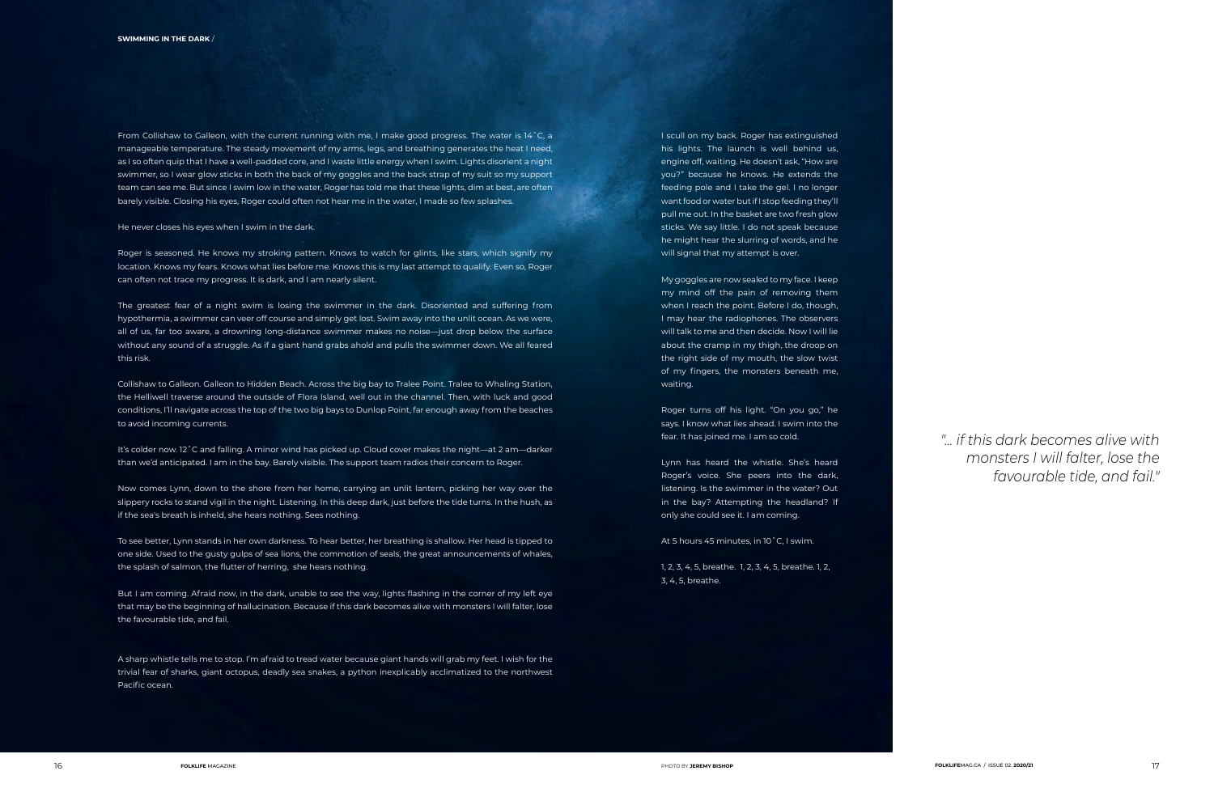From Collishaw to Galleon, with the current running with me, I make good progress. The water is 14˚C, a manageable temperature. The steady movement of my arms, legs, and breathing generates the heat I need, as I so often quip that I have a well-padded core, and I waste little energy when I swim. Lights disorient a night swimmer, so I wear glow sticks in both the back of my goggles and the back strap of my suit so my support team can see me. But since I swim low in the water, Roger has told me that these lights, dim at best, are often barely visible. Closing his eyes, Roger could often not hear me in the water, I made so few splashes.

He never closes his eyes when I swim in the dark.

Roger is seasoned. He knows my stroking pattern. Knows to watch for glints, like stars, which signify my location. Knows my fears. Knows what lies before me. Knows this is my last attempt to qualify. Even so, Roger can often not trace my progress. It is dark, and I am nearly silent.

The greatest fear of a night swim is losing the swimmer in the dark. Disoriented and suffering from hypothermia, a swimmer can veer off course and simply get lost. Swim away into the unlit ocean. As we were, all of us, far too aware, a drowning long-distance swimmer makes no noise—just drop below the surface without any sound of a struggle. As if a giant hand grabs ahold and pulls the swimmer down. We all feared this risk.

Collishaw to Galleon. Galleon to Hidden Beach. Across the big bay to Tralee Point. Tralee to Whaling Station, the Helliwell traverse around the outside of Flora Island, well out in the channel. Then, with luck and good conditions, I'll navigate across the top of the two big bays to Dunlop Point, far enough away from the beaches to avoid incoming currents.

It's colder now. 12˚C and falling. A minor wind has picked up. Cloud cover makes the night—at 2 am—darker than we'd anticipated. I am in the bay. Barely visible. The support team radios their concern to Roger.

Now comes Lynn, down to the shore from her home, carrying an unlit lantern, picking her way over the slippery rocks to stand vigil in the night. Listening. In this deep dark, just before the tide turns. In the hush, as if the sea's breath is inheld, she hears nothing. Sees nothing.

To see better, Lynn stands in her own darkness. To hear better, her breathing is shallow. Her head is tipped to one side. Used to the gusty gulps of sea lions, the commotion of seals, the great announcements of whales, the splash of salmon, the flutter of herring, she hears nothing.

But I am coming. Afraid now, in the dark, unable to see the way, lights flashing in the corner of my left eye that may be the beginning of hallucination. Because if this dark becomes alive with monsters I will falter, lose the favourable tide, and fail.

A sharp whistle tells me to stop. I'm afraid to tread water because giant hands will grab my feet. I wish for the trivial fear of sharks, giant octopus, deadly sea snakes, a python inexplicably acclimatized to the northwest Pacific ocean.

I scull on my back. Roger has extinguished his lights. The launch is well behind us, engine off, waiting. He doesn't ask, "How are you?" because he knows. He extends the feeding pole and I take the gel. I no longer want food or water but if I stop feeding they'll pull me out. In the basket are two fresh glow sticks. We say little. I do not speak because he might hear the slurring of words, and he will signal that my attempt is over.

My goggles are now sealed to my face. I keep my mind off the pain of removing them when I reach the point. Before I do, though, I may hear the radiophones. The observers will talk to me and then decide. Now I will lie about the cramp in my thigh, the droop on the right side of my mouth, the slow twist of my fingers, the monsters beneath me, waiting.

Roger turns off his light. "On you go," he says. I know what lies ahead. I swim into the fear. It has joined me. I am so cold.

Lynn has heard the whistle. She's heard Roger's voice. She peers into the dark, listening. Is the swimmer in the water? Out in the bay? Attempting the headland? If only she could see it. I am coming.

At 5 hours 45 minutes, in 10˚C, I swim.

1, 2, 3, 4, 5, breathe. 1, 2, 3, 4, 5, breathe. 1, 2, 3, 4, 5, breathe.

*"... if this dark becomes alive with monsters I will falter, lose the favourable tide, and fail."*

PHOTO BY **JEREMY BISHOP**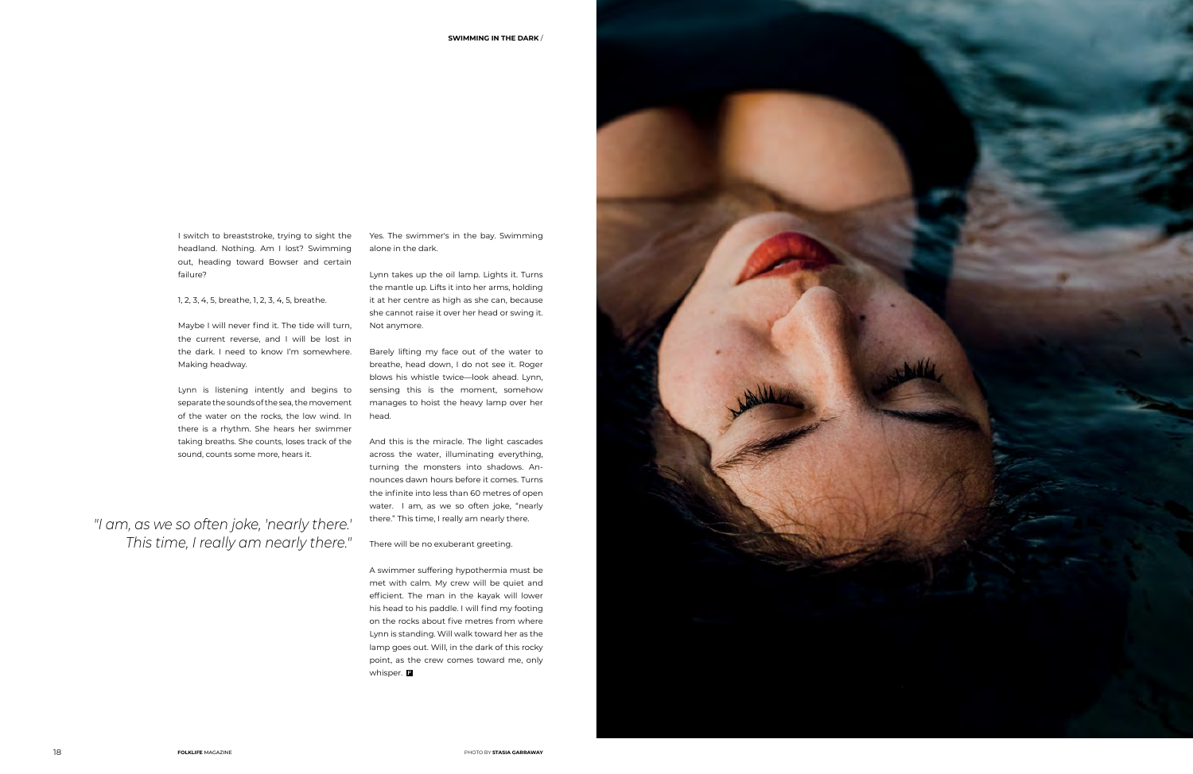I switch to breaststroke, trying to sight the headland. Nothing. Am I lost? Swimming out, heading toward Bowser and certain failure?

1, 2, 3, 4, 5, breathe, 1, 2, 3, 4, 5, breathe.

Maybe I will never find it. The tide will turn, the current reverse, and I will be lost in the dark. I need to know I'm somewhere. Making headway.

Lynn is listening intently and begins to separate the sounds of the sea, the movement of the water on the rocks, the low wind. In there is a rhythm. She hears her swimmer taking breaths. She counts, loses track of the sound, counts some more, hears it.

*"I am, as we so often joke, 'nearly there.' This time, I really am nearly there."*

Yes. The swimmer's in the bay. Swimming alone in the dark.

Lynn takes up the oil lamp. Lights it. Turns the mantle up. Lifts it into her arms, holding it at her centre as high as she can, because she cannot raise it over her head or swing it. Not anymore.

Barely lifting my face out of the water to breathe, head down, I do not see it. Roger blows his whistle twice—look ahead. Lynn, sensing this is the moment, somehow manages to hoist the heavy lamp over her head.

And this is the miracle. The light cascades across the water, illuminating everything, turning the monsters into shadows. Announces dawn hours before it comes. Turns the infinite into less than 60 metres of open water. I am, as we so often joke, "nearly there." This time, I really am nearly there.

There will be no exuberant greeting.

A swimmer suffering hypothermia must be met with calm. My crew will be quiet and efficient. The man in the kayak will lower his head to his paddle. I will find my footing on the rocks about five metres from where Lynn is standing. Will walk toward her as the lamp goes out. Will, in the dark of this rocky point, as the crew comes toward me, only whisper.

PHOTO BY **STASIA GARRAWAY**